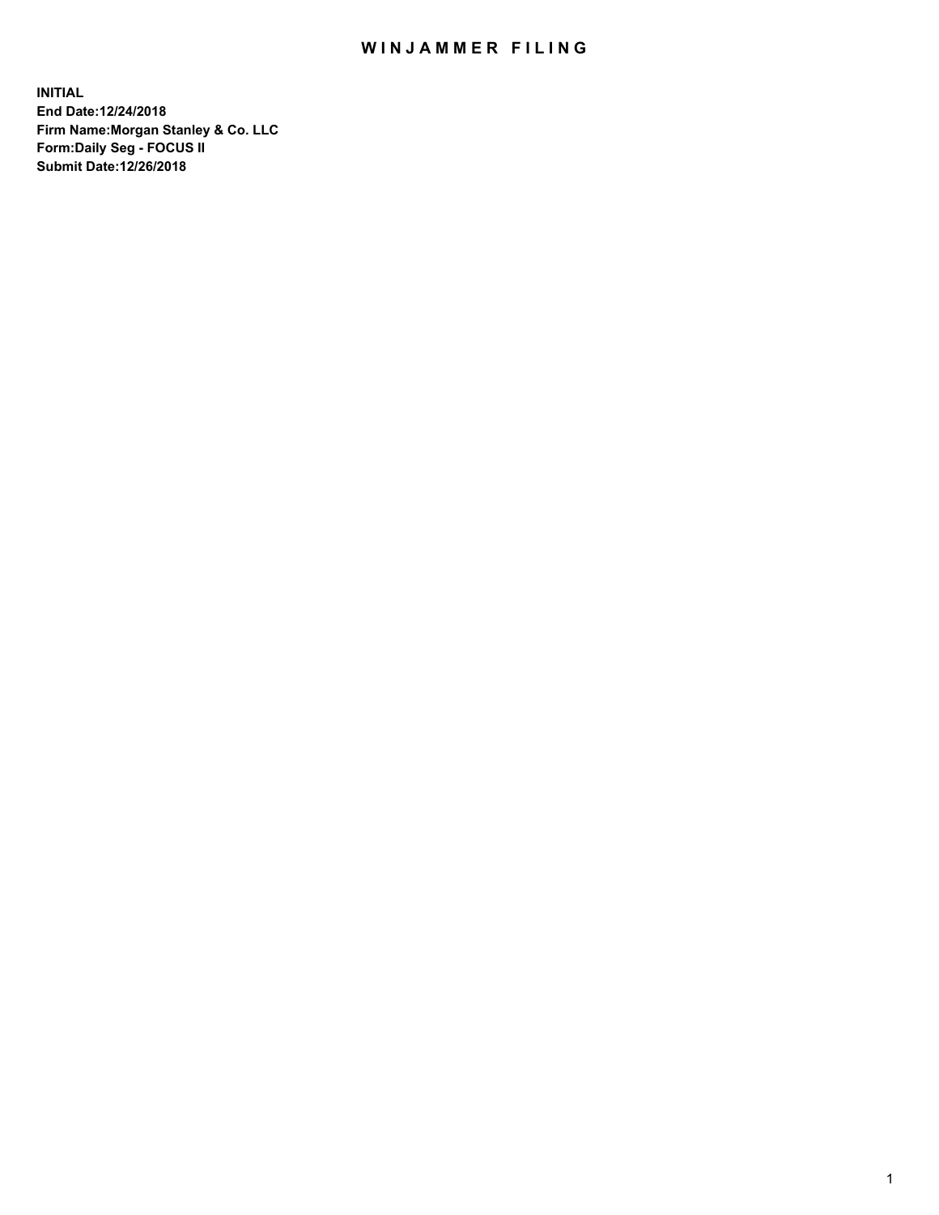# WINJAMMER FILING

**INITIAL**
**End Date:12/24/2018**
**Firm Name:Morgan Stanley & Co. LLC**
**Form:Daily Seg - FOCUS II**
**Submit Date:12/26/2018**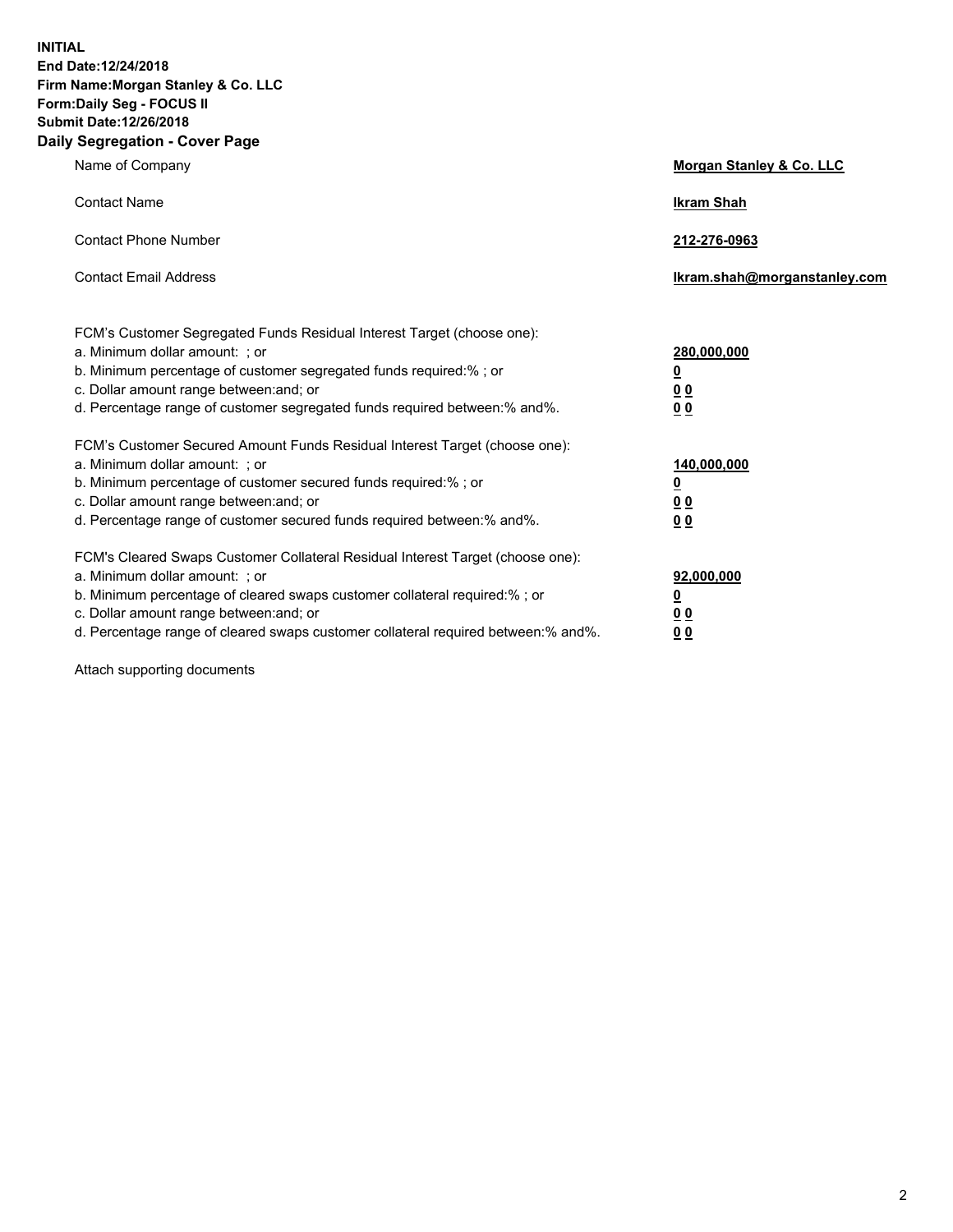**INITIAL**
**End Date:12/24/2018**
**Firm Name:Morgan Stanley & Co. LLC**
**Form:Daily Seg - FOCUS II**
**Submit Date:12/26/2018**
**Daily Segregation - Cover Page**

| | |
|---|---|
| Name of Company | **Morgan Stanley & Co. LLC** |
| Contact Name | **Ikram Shah** |
| Contact Phone Number | **212-276-0963** |
| Contact Email Address | **Ikram.shah@morganstanley.com** |

| | |
|---|---|
| FCM's Customer Segregated Funds Residual Interest Target (choose one): | |
| a. Minimum dollar amount: ; or | **280,000,000** |
| b. Minimum percentage of customer segregated funds required:% ; or | **0** |
| c. Dollar amount range between:and; or | **0 0** |
| d. Percentage range of customer segregated funds required between:% and%. | **0 0** |

| | |
|---|---|
| FCM's Customer Secured Amount Funds Residual Interest Target (choose one): | |
| a. Minimum dollar amount: ; or | **140,000,000** |
| b. Minimum percentage of customer secured funds required:% ; or | **0** |
| c. Dollar amount range between:and; or | **0 0** |
| d. Percentage range of customer secured funds required between:% and%. | **0 0** |

| | |
|---|---|
| FCM's Cleared Swaps Customer Collateral Residual Interest Target (choose one): | |
| a. Minimum dollar amount: ; or | **92,000,000** |
| b. Minimum percentage of cleared swaps customer collateral required:% ; or | **0** |
| c. Dollar amount range between:and; or | **0 0** |
| d. Percentage range of cleared swaps customer collateral required between:% and%. | **0 0** |

Attach supporting documents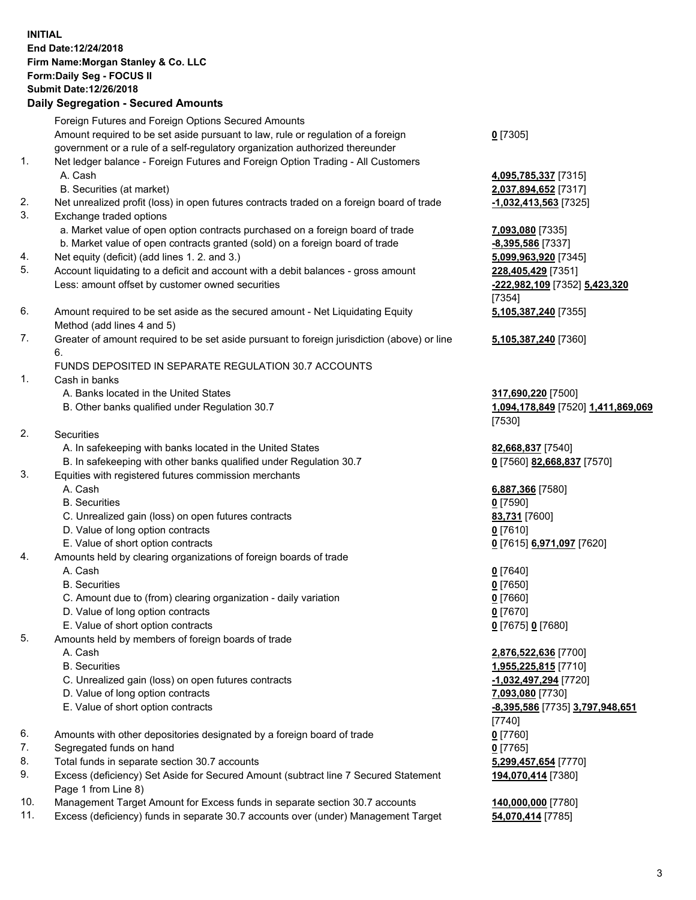**INITIAL**
**End Date:12/24/2018**
**Firm Name:Morgan Stanley & Co. LLC**
**Form:Daily Seg - FOCUS II**
**Submit Date:12/26/2018**

## Daily Segregation - Secured Amounts

| | | |
|---|---|---|
| | Foreign Futures and Foreign Options Secured Amounts | |
| | Amount required to be set aside pursuant to law, rule or regulation of a foreign government or a rule of a self-regulatory organization authorized thereunder | **0** [7305] |
| 1. | Net ledger balance - Foreign Futures and Foreign Option Trading - All Customers | |
| | A. Cash | **4,095,785,337** [7315] |
| | B. Securities (at market) | **2,037,894,652** [7317] |
| 2. | Net unrealized profit (loss) in open futures contracts traded on a foreign board of trade | **-1,032,413,563** [7325] |
| 3. | Exchange traded options | |
| | a. Market value of open option contracts purchased on a foreign board of trade | **7,093,080** [7335] |
| | b. Market value of open contracts granted (sold) on a foreign board of trade | **-8,395,586** [7337] |
| 4. | Net equity (deficit) (add lines 1. 2. and 3.) | **5,099,963,920** [7345] |
| 5. | Account liquidating to a deficit and account with a debit balances - gross amount | **228,405,429** [7351] |
| | Less: amount offset by customer owned securities | **-222,982,109** [7352] **5,423,320** [7354] |
| 6. | Amount required to be set aside as the secured amount - Net Liquidating Equity Method (add lines 4 and 5) | **5,105,387,240** [7355] |
| 7. | Greater of amount required to be set aside pursuant to foreign jurisdiction (above) or line 6. | **5,105,387,240** [7360] |
| | FUNDS DEPOSITED IN SEPARATE REGULATION 30.7 ACCOUNTS | |
| 1. | Cash in banks | |
| | A. Banks located in the United States | **317,690,220** [7500] |
| | B. Other banks qualified under Regulation 30.7 | **1,094,178,849** [7520] **1,411,869,069** [7530] |
| 2. | Securities | |
| | A. In safekeeping with banks located in the United States | **82,668,837** [7540] |
| | B. In safekeeping with other banks qualified under Regulation 30.7 | **0** [7560] **82,668,837** [7570] |
| 3. | Equities with registered futures commission merchants | |
| | A. Cash | **6,887,366** [7580] |
| | B. Securities | **0** [7590] |
| | C. Unrealized gain (loss) on open futures contracts | **83,731** [7600] |
| | D. Value of long option contracts | **0** [7610] |
| | E. Value of short option contracts | **0** [7615] **6,971,097** [7620] |
| 4. | Amounts held by clearing organizations of foreign boards of trade | |
| | A. Cash | **0** [7640] |
| | B. Securities | **0** [7650] |
| | C. Amount due to (from) clearing organization - daily variation | **0** [7660] |
| | D. Value of long option contracts | **0** [7670] |
| | E. Value of short option contracts | **0** [7675] **0** [7680] |
| 5. | Amounts held by members of foreign boards of trade | |
| | A. Cash | **2,876,522,636** [7700] |
| | B. Securities | **1,955,225,815** [7710] |
| | C. Unrealized gain (loss) on open futures contracts | **-1,032,497,294** [7720] |
| | D. Value of long option contracts | **7,093,080** [7730] |
| | E. Value of short option contracts | **-8,395,586** [7735] **3,797,948,651** [7740] |
| 6. | Amounts with other depositories designated by a foreign board of trade | **0** [7760] |
| 7. | Segregated funds on hand | **0** [7765] |
| 8. | Total funds in separate section 30.7 accounts | **5,299,457,654** [7770] |
| 9. | Excess (deficiency) Set Aside for Secured Amount (subtract line 7 Secured Statement Page 1 from Line 8) | **194,070,414** [7380] |
| 10. | Management Target Amount for Excess funds in separate section 30.7 accounts | **140,000,000** [7780] |
| 11. | Excess (deficiency) funds in separate 30.7 accounts over (under) Management Target | **54,070,414** [7785] |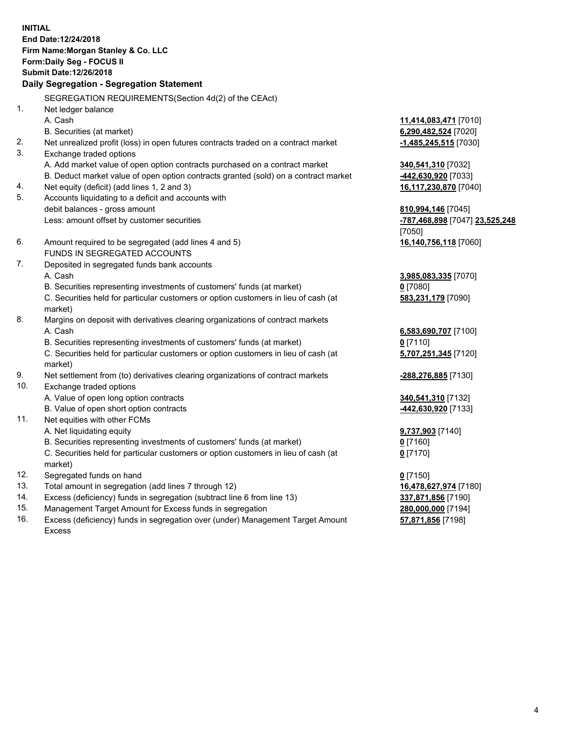**INITIAL**
**End Date:12/24/2018**
**Firm Name:Morgan Stanley & Co. LLC**
**Form:Daily Seg - FOCUS II**
**Submit Date:12/26/2018**

**Daily Segregation - Segregation Statement**

| | | |
|---|---|---|
| | SEGREGATION REQUIREMENTS(Section 4d(2) of the CEAct) | |
| 1. | Net ledger balance | |
| | A. Cash | **11,414,083,471** [7010] |
| | B. Securities (at market) | **6,290,482,524** [7020] |
| 2. | Net unrealized profit (loss) in open futures contracts traded on a contract market | **-1,485,245,515** [7030] |
| 3. | Exchange traded options | |
| | A. Add market value of open option contracts purchased on a contract market | **340,541,310** [7032] |
| | B. Deduct market value of open option contracts granted (sold) on a contract market | **-442,630,920** [7033] |
| 4. | Net equity (deficit) (add lines 1, 2 and 3) | **16,117,230,870** [7040] |
| 5. | Accounts liquidating to a deficit and accounts with debit balances - gross amount | **810,994,146** [7045] |
| | Less: amount offset by customer securities | **-787,468,898** [7047] **23,525,248** [7050] |
| 6. | Amount required to be segregated (add lines 4 and 5) | **16,140,756,118** [7060] |
| | FUNDS IN SEGREGATED ACCOUNTS | |
| 7. | Deposited in segregated funds bank accounts | |
| | A. Cash | **3,985,083,335** [7070] |
| | B. Securities representing investments of customers' funds (at market) | **0** [7080] |
| | C. Securities held for particular customers or option customers in lieu of cash (at market) | **583,231,179** [7090] |
| 8. | Margins on deposit with derivatives clearing organizations of contract markets | |
| | A. Cash | **6,583,690,707** [7100] |
| | B. Securities representing investments of customers' funds (at market) | **0** [7110] |
| | C. Securities held for particular customers or option customers in lieu of cash (at market) | **5,707,251,345** [7120] |
| 9. | Net settlement from (to) derivatives clearing organizations of contract markets | **-288,276,885** [7130] |
| 10. | Exchange traded options | |
| | A. Value of open long option contracts | **340,541,310** [7132] |
| | B. Value of open short option contracts | **-442,630,920** [7133] |
| 11. | Net equities with other FCMs | |
| | A. Net liquidating equity | **9,737,903** [7140] |
| | B. Securities representing investments of customers' funds (at market) | **0** [7160] |
| | C. Securities held for particular customers or option customers in lieu of cash (at market) | **0** [7170] |
| 12. | Segregated funds on hand | **0** [7150] |
| 13. | Total amount in segregation (add lines 7 through 12) | **16,478,627,974** [7180] |
| 14. | Excess (deficiency) funds in segregation (subtract line 6 from line 13) | **337,871,856** [7190] |
| 15. | Management Target Amount for Excess funds in segregation | **280,000,000** [7194] |
| 16. | Excess (deficiency) funds in segregation over (under) Management Target Amount Excess | **57,871,856** [7198] |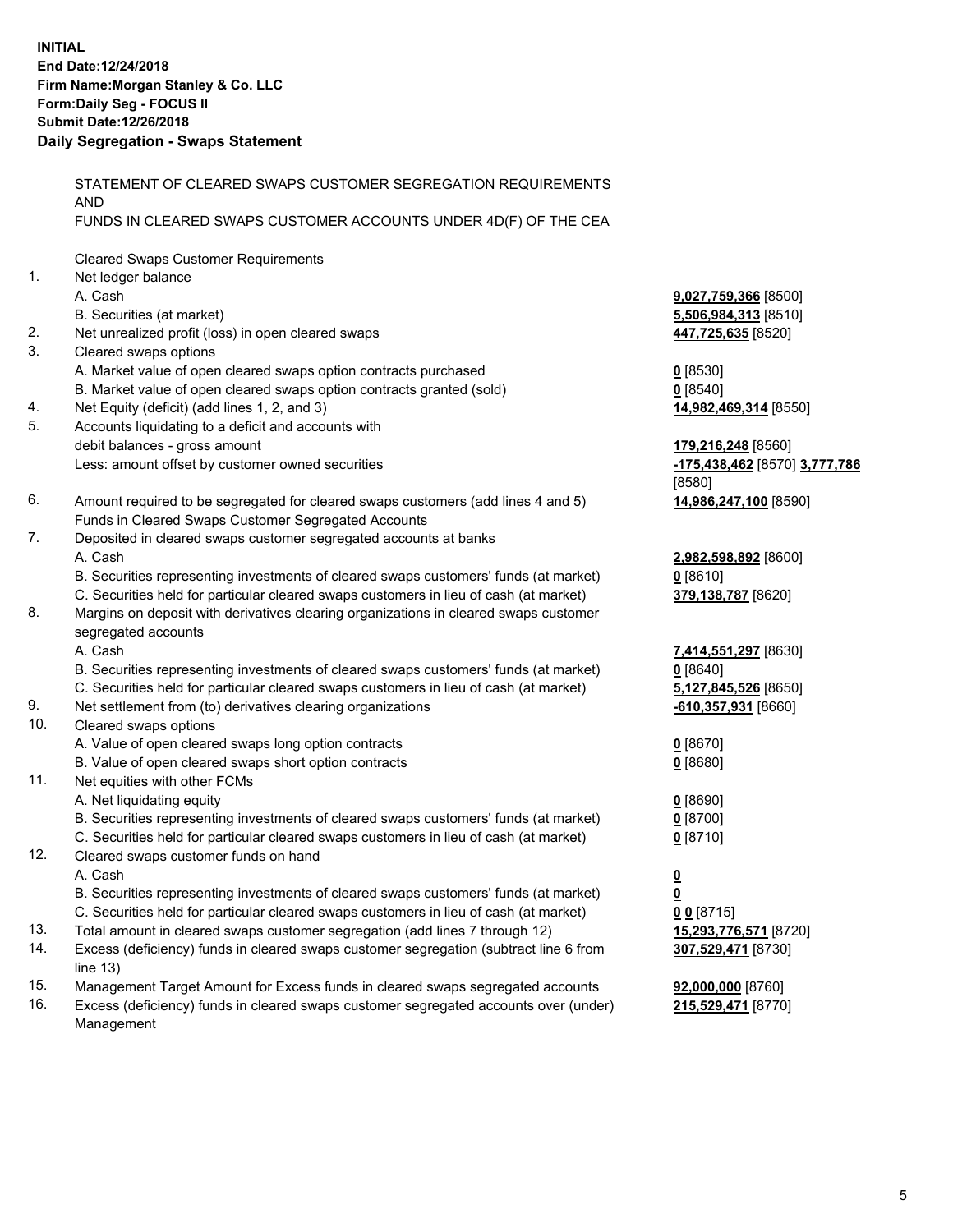**INITIAL**
**End Date:12/24/2018**
**Firm Name:Morgan Stanley & Co. LLC**
**Form:Daily Seg - FOCUS II**
**Submit Date:12/26/2018**
**Daily Segregation - Swaps Statement**

STATEMENT OF CLEARED SWAPS CUSTOMER SEGREGATION REQUIREMENTS AND FUNDS IN CLEARED SWAPS CUSTOMER ACCOUNTS UNDER 4D(F) OF THE CEA

| | | |
|---|---|---|
| | Cleared Swaps Customer Requirements | |
| 1. | Net ledger balance | |
| | A. Cash | **9,027,759,366** [8500] |
| | B. Securities (at market) | **5,506,984,313** [8510] |
| 2. | Net unrealized profit (loss) in open cleared swaps | **447,725,635** [8520] |
| 3. | Cleared swaps options | |
| | A. Market value of open cleared swaps option contracts purchased | **0** [8530] |
| | B. Market value of open cleared swaps option contracts granted (sold) | **0** [8540] |
| 4. | Net Equity (deficit) (add lines 1, 2, and 3) | **14,982,469,314** [8550] |
| 5. | Accounts liquidating to a deficit and accounts with debit balances - gross amount | **179,216,248** [8560] |
| | Less: amount offset by customer owned securities | **-175,438,462** [8570] **3,777,786** [8580] |
| 6. | Amount required to be segregated for cleared swaps customers (add lines 4 and 5) | **14,986,247,100** [8590] |
| | Funds in Cleared Swaps Customer Segregated Accounts | |
| 7. | Deposited in cleared swaps customer segregated accounts at banks | |
| | A. Cash | **2,982,598,892** [8600] |
| | B. Securities representing investments of cleared swaps customers' funds (at market) | **0** [8610] |
| | C. Securities held for particular cleared swaps customers in lieu of cash (at market) | **379,138,787** [8620] |
| 8. | Margins on deposit with derivatives clearing organizations in cleared swaps customer segregated accounts | |
| | A. Cash | **7,414,551,297** [8630] |
| | B. Securities representing investments of cleared swaps customers' funds (at market) | **0** [8640] |
| | C. Securities held for particular cleared swaps customers in lieu of cash (at market) | **5,127,845,526** [8650] |
| 9. | Net settlement from (to) derivatives clearing organizations | **-610,357,931** [8660] |
| 10. | Cleared swaps options | |
| | A. Value of open cleared swaps long option contracts | **0** [8670] |
| | B. Value of open cleared swaps short option contracts | **0** [8680] |
| 11. | Net equities with other FCMs | |
| | A. Net liquidating equity | **0** [8690] |
| | B. Securities representing investments of cleared swaps customers' funds (at market) | **0** [8700] |
| | C. Securities held for particular cleared swaps customers in lieu of cash (at market) | **0** [8710] |
| 12. | Cleared swaps customer funds on hand | |
| | A. Cash | **0** |
| | B. Securities representing investments of cleared swaps customers' funds (at market) | **0** |
| | C. Securities held for particular cleared swaps customers in lieu of cash (at market) | **0** **0** [8715] |
| 13. | Total amount in cleared swaps customer segregation (add lines 7 through 12) | **15,293,776,571** [8720] |
| 14. | Excess (deficiency) funds in cleared swaps customer segregation (subtract line 6 from line 13) | **307,529,471** [8730] |
| 15. | Management Target Amount for Excess funds in cleared swaps segregated accounts | **92,000,000** [8760] |
| 16. | Excess (deficiency) funds in cleared swaps customer segregated accounts over (under) Management | **215,529,471** [8770] |